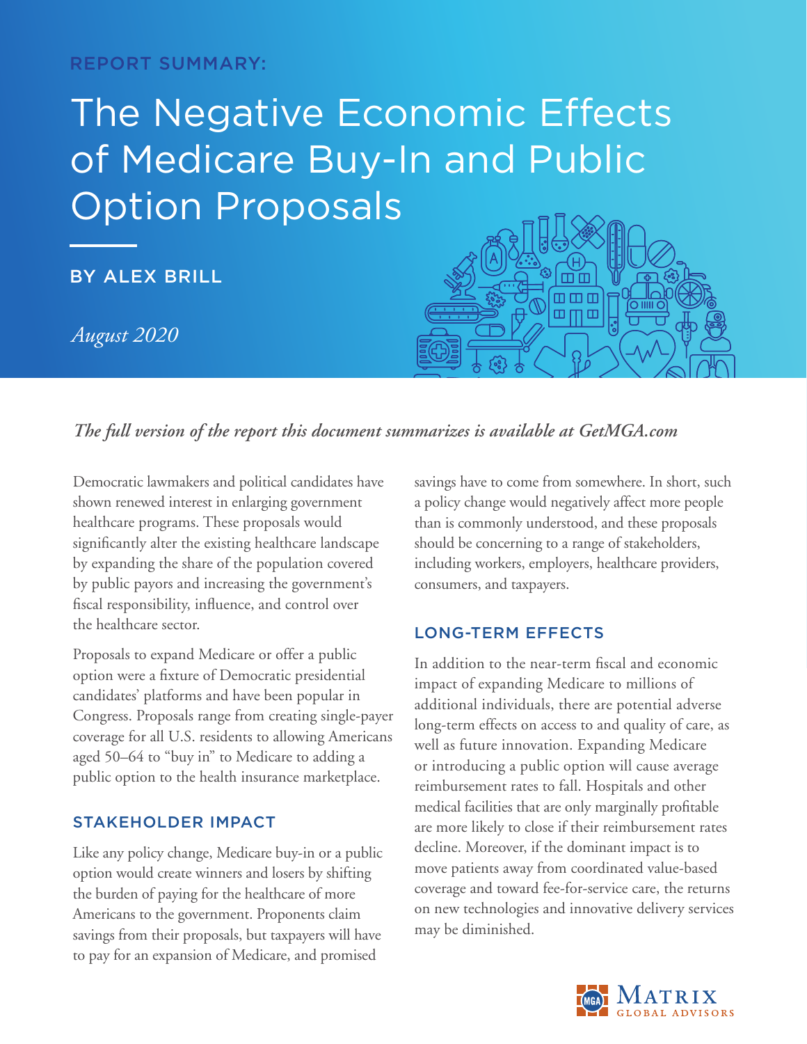REPORT SUMMARY:

# The Negative Economic Effects of Medicare Buy-In and Public Option Proposals

BY ALEX BRILL

*August 2020*

***The full version of the report this document summarizes is available at GetMGA.com***

Democratic lawmakers and political candidates have shown renewed interest in enlarging government healthcare programs. These proposals would significantly alter the existing healthcare landscape by expanding the share of the population covered by public payors and increasing the government's fiscal responsibility, influence, and control over the healthcare sector.

Proposals to expand Medicare or offer a public option were a fixture of Democratic presidential candidates' platforms and have been popular in Congress. Proposals range from creating single-payer coverage for all U.S. residents to allowing Americans aged 50–64 to "buy in" to Medicare to adding a public option to the health insurance marketplace.

## STAKEHOLDER IMPACT

Like any policy change, Medicare buy-in or a public option would create winners and losers by shifting the burden of paying for the healthcare of more Americans to the government. Proponents claim savings from their proposals, but taxpayers will have to pay for an expansion of Medicare, and promised savings have to come from somewhere. In short, such a policy change would negatively affect more people than is commonly understood, and these proposals should be concerning to a range of stakeholders, including workers, employers, healthcare providers, consumers, and taxpayers.

## LONG-TERM EFFECTS

In addition to the near-term fiscal and economic impact of expanding Medicare to millions of additional individuals, there are potential adverse long-term effects on access to and quality of care, as well as future innovation. Expanding Medicare or introducing a public option will cause average reimbursement rates to fall. Hospitals and other medical facilities that are only marginally profitable are more likely to close if their reimbursement rates decline. Moreover, if the dominant impact is to move patients away from coordinated value-based coverage and toward fee-for-service care, the returns on new technologies and innovative delivery services may be diminished.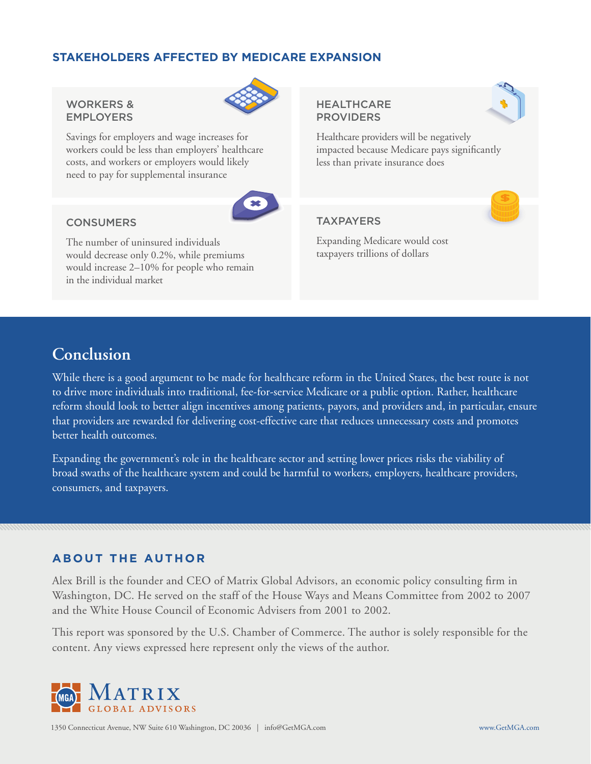## STAKEHOLDERS AFFECTED BY MEDICARE EXPANSION

### WORKERS & EMPLOYERS

Savings for employers and wage increases for workers could be less than employers' healthcare costs, and workers or employers would likely need to pay for supplemental insurance

### HEALTHCARE PROVIDERS

Healthcare providers will be negatively impacted because Medicare pays significantly less than private insurance does

### CONSUMERS

The number of uninsured individuals would decrease only 0.2%, while premiums would increase 2–10% for people who remain in the individual market

### TAXPAYERS

Expanding Medicare would cost taxpayers trillions of dollars

## Conclusion

While there is a good argument to be made for healthcare reform in the United States, the best route is not to drive more individuals into traditional, fee-for-service Medicare or a public option. Rather, healthcare reform should look to better align incentives among patients, payors, and providers and, in particular, ensure that providers are rewarded for delivering cost-effective care that reduces unnecessary costs and promotes better health outcomes.

Expanding the government's role in the healthcare sector and setting lower prices risks the viability of broad swaths of the healthcare system and could be harmful to workers, employers, healthcare providers, consumers, and taxpayers.

## ABOUT THE AUTHOR

Alex Brill is the founder and CEO of Matrix Global Advisors, an economic policy consulting firm in Washington, DC. He served on the staff of the House Ways and Means Committee from 2002 to 2007 and the White House Council of Economic Advisers from 2001 to 2002.

This report was sponsored by the U.S. Chamber of Commerce. The author is solely responsible for the content. Any views expressed here represent only the views of the author.

MATRIX GLOBAL ADVISORS

1350 Connecticut Avenue, NW Suite 610 Washington, DC 20036 | info@GetMGA.com

www.GetMGA.com